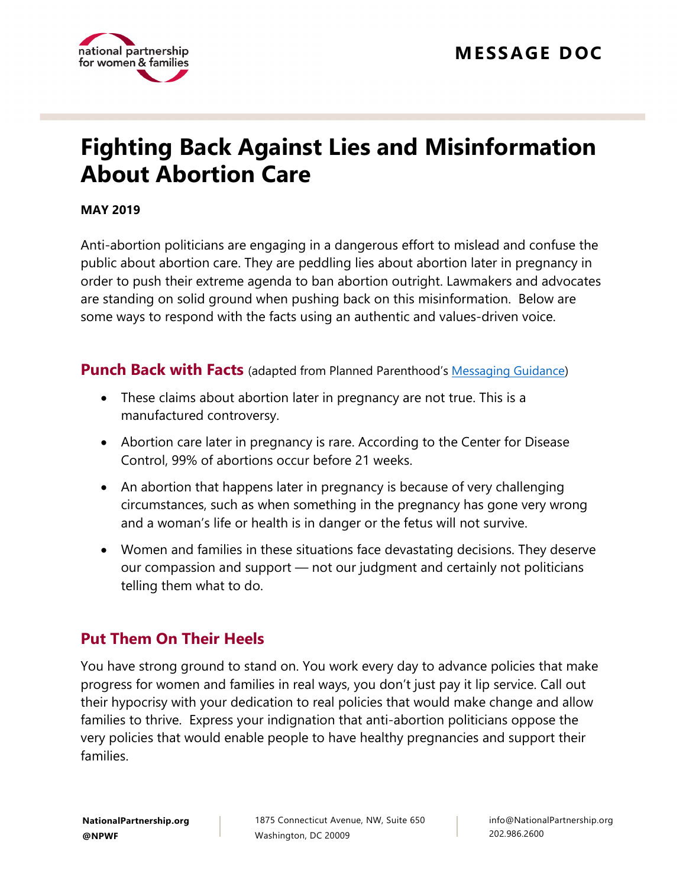MESSAGE DOC

# Fighting Back Against Lies and Misinformation About Abortion Care

**MAY 2019**

Anti-abortion politicians are engaging in a dangerous effort to mislead and confuse the public about abortion care. They are peddling lies about abortion later in pregnancy in order to push their extreme agenda to ban abortion outright. Lawmakers and advocates are standing on solid ground when pushing back on this misinformation. Below are some ways to respond with the facts using an authentic and values-driven voice.

## Punch Back with Facts (adapted from Planned Parenthood's Messaging Guidance)

- These claims about abortion later in pregnancy are not true. This is a manufactured controversy.
- Abortion care later in pregnancy is rare. According to the Center for Disease Control, 99% of abortions occur before 21 weeks.
- An abortion that happens later in pregnancy is because of very challenging circumstances, such as when something in the pregnancy has gone very wrong and a woman's life or health is in danger or the fetus will not survive.
- Women and families in these situations face devastating decisions. They deserve our compassion and support — not our judgment and certainly not politicians telling them what to do.

## Put Them On Their Heels

You have strong ground to stand on. You work every day to advance policies that make progress for women and families in real ways, you don't just pay it lip service. Call out their hypocrisy with your dedication to real policies that would make change and allow families to thrive. Express your indignation that anti-abortion politicians oppose the very policies that would enable people to have healthy pregnancies and support their families.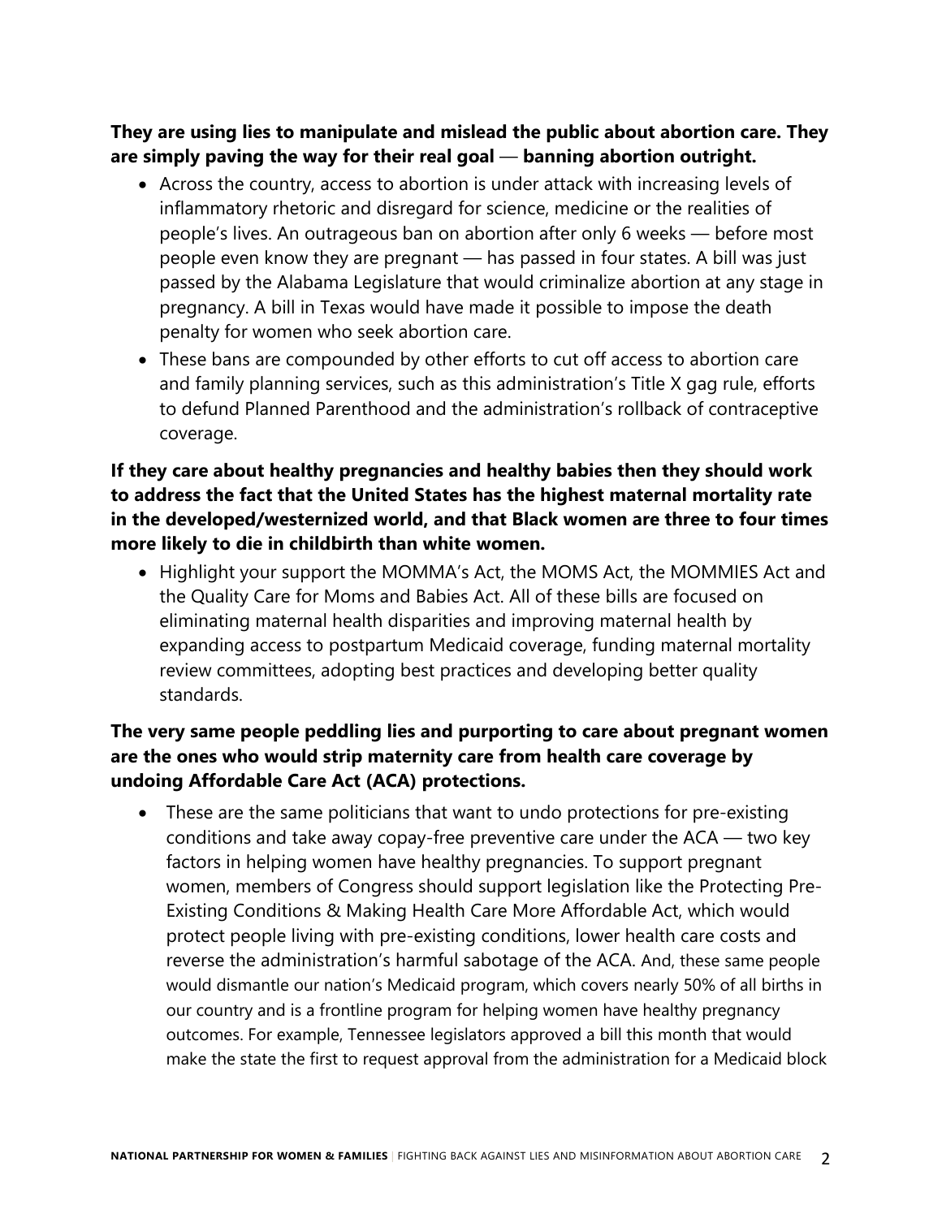**They are using lies to manipulate and mislead the public about abortion care. They are simply paving the way for their real goal — banning abortion outright.**

- Across the country, access to abortion is under attack with increasing levels of inflammatory rhetoric and disregard for science, medicine or the realities of people's lives. An outrageous ban on abortion after only 6 weeks — before most people even know they are pregnant — has passed in four states. A bill was just passed by the Alabama Legislature that would criminalize abortion at any stage in pregnancy. A bill in Texas would have made it possible to impose the death penalty for women who seek abortion care.
- These bans are compounded by other efforts to cut off access to abortion care and family planning services, such as this administration's Title X gag rule, efforts to defund Planned Parenthood and the administration's rollback of contraceptive coverage.

**If they care about healthy pregnancies and healthy babies then they should work to address the fact that the United States has the highest maternal mortality rate in the developed/westernized world, and that Black women are three to four times more likely to die in childbirth than white women.**

- Highlight your support the MOMMA's Act, the MOMS Act, the MOMMIES Act and the Quality Care for Moms and Babies Act. All of these bills are focused on eliminating maternal health disparities and improving maternal health by expanding access to postpartum Medicaid coverage, funding maternal mortality review committees, adopting best practices and developing better quality standards.

**The very same people peddling lies and purporting to care about pregnant women are the ones who would strip maternity care from health care coverage by undoing Affordable Care Act (ACA) protections.**

- These are the same politicians that want to undo protections for pre-existing conditions and take away copay-free preventive care under the ACA — two key factors in helping women have healthy pregnancies. To support pregnant women, members of Congress should support legislation like the Protecting Pre-Existing Conditions & Making Health Care More Affordable Act, which would protect people living with pre-existing conditions, lower health care costs and reverse the administration's harmful sabotage of the ACA. And, these same people would dismantle our nation's Medicaid program, which covers nearly 50% of all births in our country and is a frontline program for helping women have healthy pregnancy outcomes. For example, Tennessee legislators approved a bill this month that would make the state the first to request approval from the administration for a Medicaid block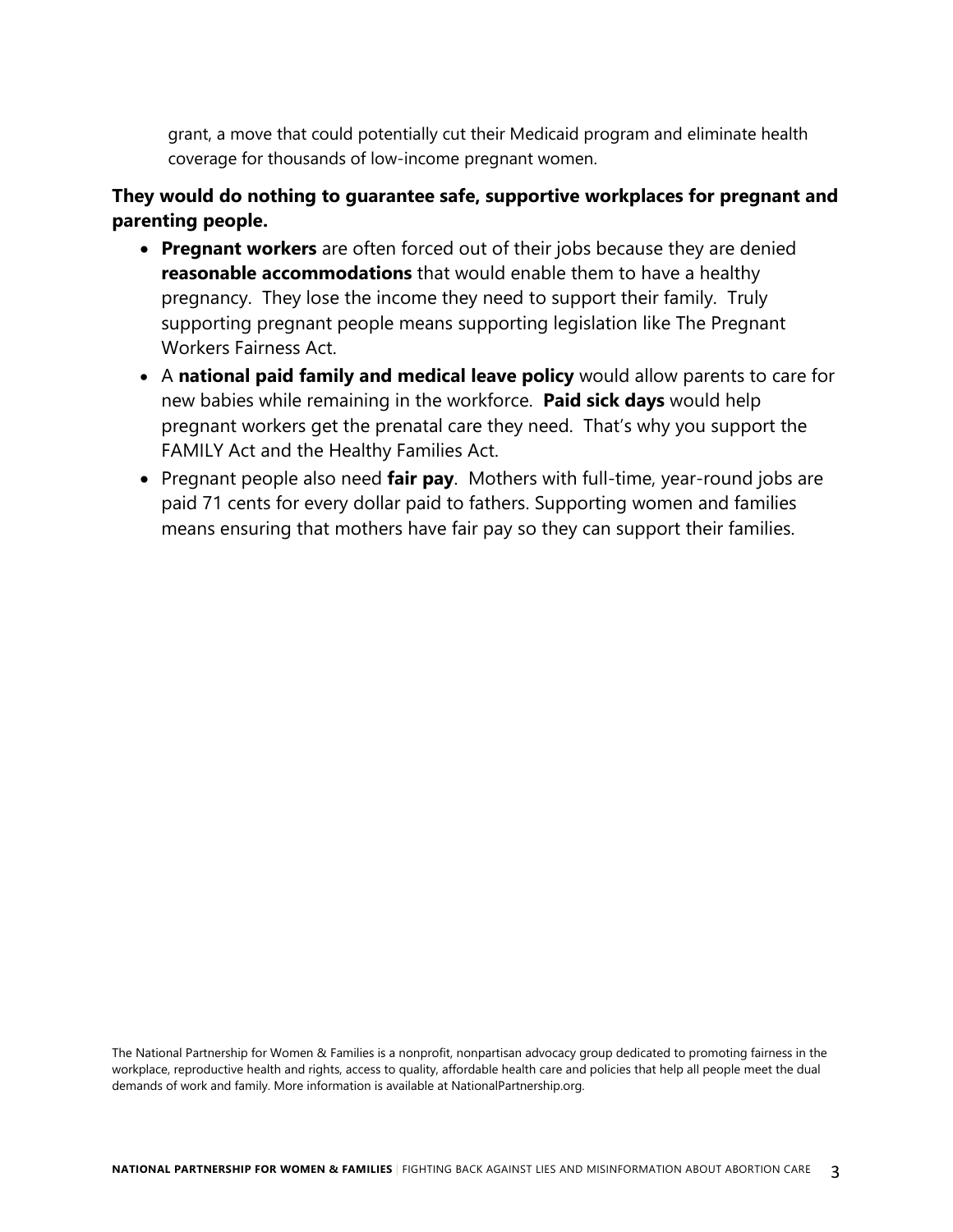grant, a move that could potentially cut their Medicaid program and eliminate health coverage for thousands of low-income pregnant women.

**They would do nothing to guarantee safe, supportive workplaces for pregnant and parenting people.**

- **Pregnant workers** are often forced out of their jobs because they are denied **reasonable accommodations** that would enable them to have a healthy pregnancy. They lose the income they need to support their family. Truly supporting pregnant people means supporting legislation like The Pregnant Workers Fairness Act.
- A **national paid family and medical leave policy** would allow parents to care for new babies while remaining in the workforce. **Paid sick days** would help pregnant workers get the prenatal care they need. That's why you support the FAMILY Act and the Healthy Families Act.
- Pregnant people also need **fair pay**. Mothers with full-time, year-round jobs are paid 71 cents for every dollar paid to fathers. Supporting women and families means ensuring that mothers have fair pay so they can support their families.

The National Partnership for Women & Families is a nonprofit, nonpartisan advocacy group dedicated to promoting fairness in the workplace, reproductive health and rights, access to quality, affordable health care and policies that help all people meet the dual demands of work and family. More information is available at NationalPartnership.org.